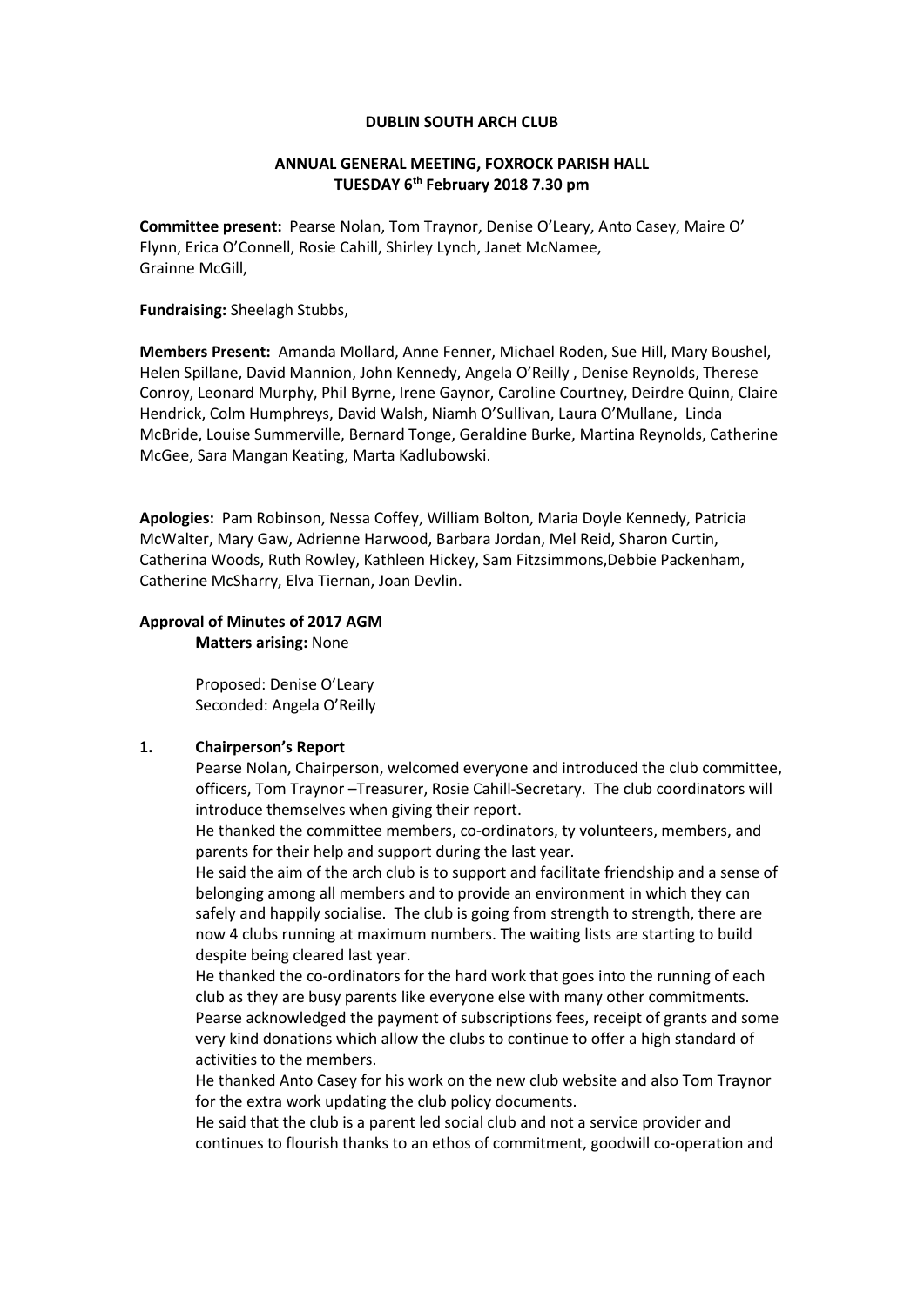**DUBLIN SOUTH ARCH CLUB**

**ANNUAL GENERAL MEETING, FOXROCK PARISH HALL**
**TUESDAY 6th February 2018 7.30 pm**

**Committee present:** Pearse Nolan, Tom Traynor, Denise O'Leary, Anto Casey, Maire O' Flynn, Erica O'Connell, Rosie Cahill, Shirley Lynch, Janet McNamee, Grainne McGill,

**Fundraising:** Sheelagh Stubbs,

**Members Present:** Amanda Mollard, Anne Fenner, Michael Roden, Sue Hill, Mary Boushel, Helen Spillane, David Mannion, John Kennedy, Angela O'Reilly , Denise Reynolds, Therese Conroy, Leonard Murphy, Phil Byrne, Irene Gaynor, Caroline Courtney, Deirdre Quinn, Claire Hendrick, Colm Humphreys, David Walsh, Niamh O'Sullivan, Laura O'Mullane, Linda McBride, Louise Summerville, Bernard Tonge, Geraldine Burke, Martina Reynolds, Catherine McGee, Sara Mangan Keating, Marta Kadlubowski.

**Apologies:** Pam Robinson, Nessa Coffey, William Bolton, Maria Doyle Kennedy, Patricia McWalter, Mary Gaw, Adrienne Harwood, Barbara Jordan, Mel Reid, Sharon Curtin, Catherina Woods, Ruth Rowley, Kathleen Hickey, Sam Fitzsimmons,Debbie Packenham, Catherine McSharry, Elva Tiernan, Joan Devlin.

**Approval of Minutes of 2017 AGM**

**Matters arising:** None

Proposed: Denise O'Leary
Seconded: Angela O'Reilly

**1. Chairperson's Report**

Pearse Nolan, Chairperson, welcomed everyone and introduced the club committee, officers, Tom Traynor –Treasurer, Rosie Cahill-Secretary. The club coordinators will introduce themselves when giving their report.

He thanked the committee members, co-ordinators, ty volunteers, members, and parents for their help and support during the last year.

He said the aim of the arch club is to support and facilitate friendship and a sense of belonging among all members and to provide an environment in which they can safely and happily socialise. The club is going from strength to strength, there are now 4 clubs running at maximum numbers. The waiting lists are starting to build despite being cleared last year.

He thanked the co-ordinators for the hard work that goes into the running of each club as they are busy parents like everyone else with many other commitments.

Pearse acknowledged the payment of subscriptions fees, receipt of grants and some very kind donations which allow the clubs to continue to offer a high standard of activities to the members.

He thanked Anto Casey for his work on the new club website and also Tom Traynor for the extra work updating the club policy documents.

He said that the club is a parent led social club and not a service provider and continues to flourish thanks to an ethos of commitment, goodwill co-operation and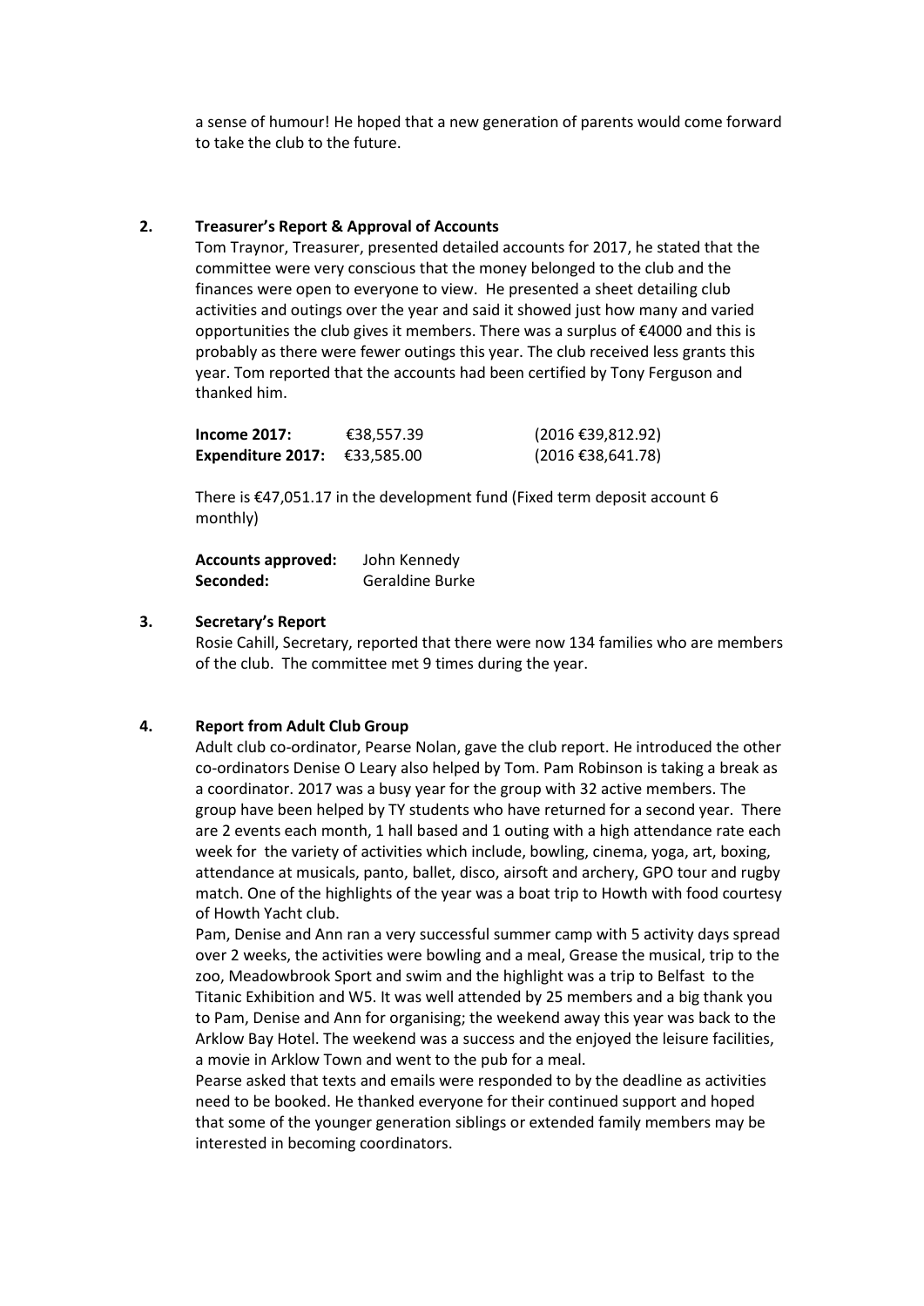a sense of humour! He hoped that a new generation of parents would come forward to take the club to the future.

## 2. Treasurer's Report & Approval of Accounts

Tom Traynor, Treasurer, presented detailed accounts for 2017, he stated that the committee were very conscious that the money belonged to the club and the finances were open to everyone to view. He presented a sheet detailing club activities and outings over the year and said it showed just how many and varied opportunities the club gives it members. There was a surplus of €4000 and this is probably as there were fewer outings this year. The club received less grants this year. Tom reported that the accounts had been certified by Tony Ferguson and thanked him.

| | | |
|---|---|---|
| **Income 2017:** | €38,557.39 | (2016 €39,812.92) |
| **Expenditure 2017:** | €33,585.00 | (2016 €38,641.78) |

There is €47,051.17 in the development fund (Fixed term deposit account 6 monthly)

| | |
|---|---|
| **Accounts approved:** | John Kennedy |
| **Seconded:** | Geraldine Burke |

## 3. Secretary's Report

Rosie Cahill, Secretary, reported that there were now 134 families who are members of the club. The committee met 9 times during the year.

## 4. Report from Adult Club Group

Adult club co-ordinator, Pearse Nolan, gave the club report. He introduced the other co-ordinators Denise O Leary also helped by Tom. Pam Robinson is taking a break as a coordinator. 2017 was a busy year for the group with 32 active members. The group have been helped by TY students who have returned for a second year. There are 2 events each month, 1 hall based and 1 outing with a high attendance rate each week for the variety of activities which include, bowling, cinema, yoga, art, boxing, attendance at musicals, panto, ballet, disco, airsoft and archery, GPO tour and rugby match. One of the highlights of the year was a boat trip to Howth with food courtesy of Howth Yacht club.

Pam, Denise and Ann ran a very successful summer camp with 5 activity days spread over 2 weeks, the activities were bowling and a meal, Grease the musical, trip to the zoo, Meadowbrook Sport and swim and the highlight was a trip to Belfast to the Titanic Exhibition and W5. It was well attended by 25 members and a big thank you to Pam, Denise and Ann for organising; the weekend away this year was back to the Arklow Bay Hotel. The weekend was a success and the enjoyed the leisure facilities, a movie in Arklow Town and went to the pub for a meal.

Pearse asked that texts and emails were responded to by the deadline as activities need to be booked. He thanked everyone for their continued support and hoped that some of the younger generation siblings or extended family members may be interested in becoming coordinators.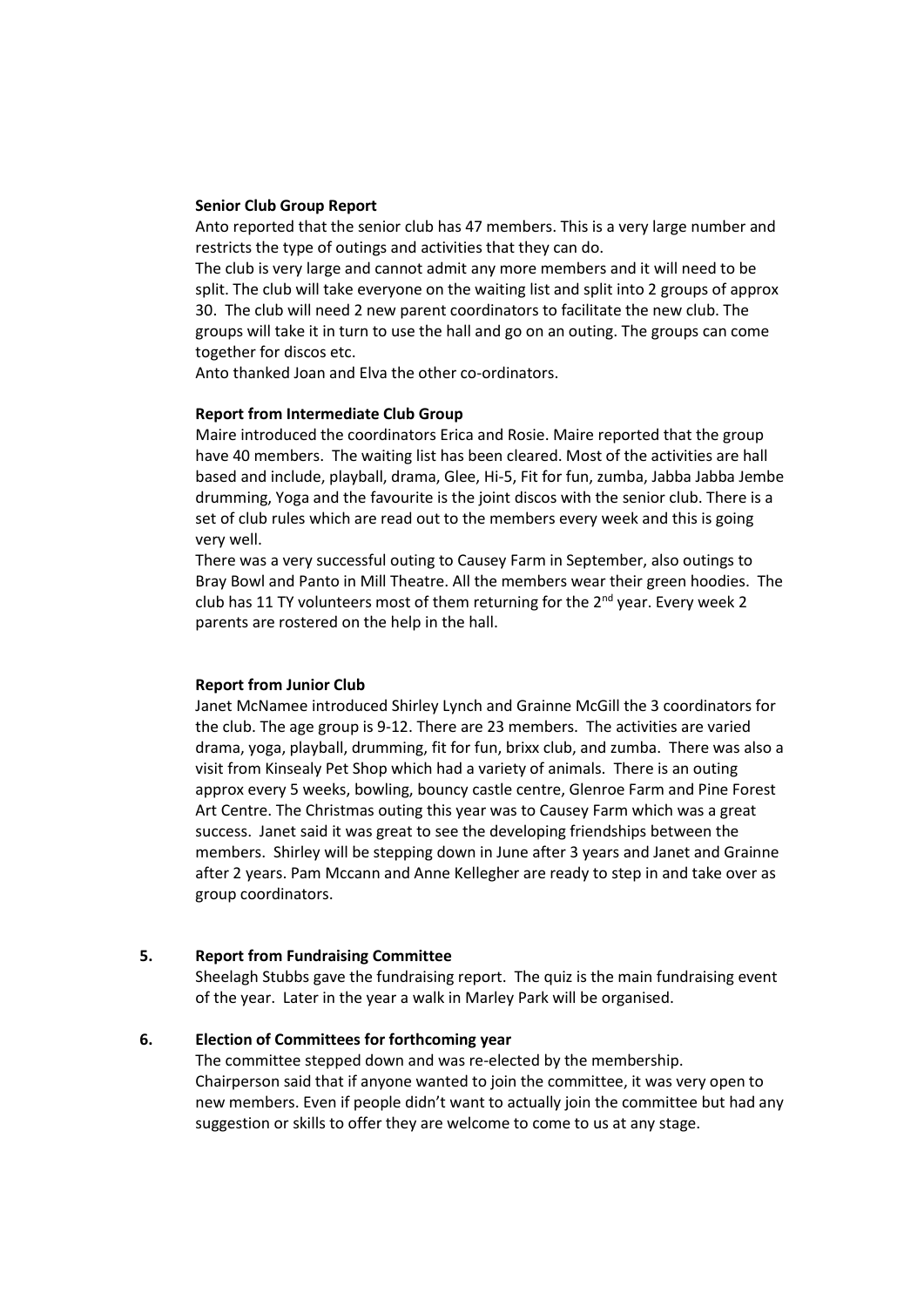**Senior Club Group Report**

Anto reported that the senior club has 47 members. This is a very large number and restricts the type of outings and activities that they can do.

The club is very large and cannot admit any more members and it will need to be split. The club will take everyone on the waiting list and split into 2 groups of approx 30. The club will need 2 new parent coordinators to facilitate the new club. The groups will take it in turn to use the hall and go on an outing. The groups can come together for discos etc.

Anto thanked Joan and Elva the other co-ordinators.

**Report from Intermediate Club Group**

Maire introduced the coordinators Erica and Rosie. Maire reported that the group have 40 members. The waiting list has been cleared. Most of the activities are hall based and include, playball, drama, Glee, Hi-5, Fit for fun, zumba, Jabba Jabba Jembe drumming, Yoga and the favourite is the joint discos with the senior club. There is a set of club rules which are read out to the members every week and this is going very well.

There was a very successful outing to Causey Farm in September, also outings to Bray Bowl and Panto in Mill Theatre. All the members wear their green hoodies. The club has 11 TY volunteers most of them returning for the 2nd year. Every week 2 parents are rostered on the help in the hall.

**Report from Junior Club**

Janet McNamee introduced Shirley Lynch and Grainne McGill the 3 coordinators for the club. The age group is 9-12. There are 23 members. The activities are varied drama, yoga, playball, drumming, fit for fun, brixx club, and zumba. There was also a visit from Kinsealy Pet Shop which had a variety of animals. There is an outing approx every 5 weeks, bowling, bouncy castle centre, Glenroe Farm and Pine Forest Art Centre. The Christmas outing this year was to Causey Farm which was a great success. Janet said it was great to see the developing friendships between the members. Shirley will be stepping down in June after 3 years and Janet and Grainne after 2 years. Pam Mccann and Anne Kellegher are ready to step in and take over as group coordinators.

**5. Report from Fundraising Committee**

Sheelagh Stubbs gave the fundraising report. The quiz is the main fundraising event of the year. Later in the year a walk in Marley Park will be organised.

**6. Election of Committees for forthcoming year**

The committee stepped down and was re-elected by the membership.

Chairperson said that if anyone wanted to join the committee, it was very open to new members. Even if people didn't want to actually join the committee but had any suggestion or skills to offer they are welcome to come to us at any stage.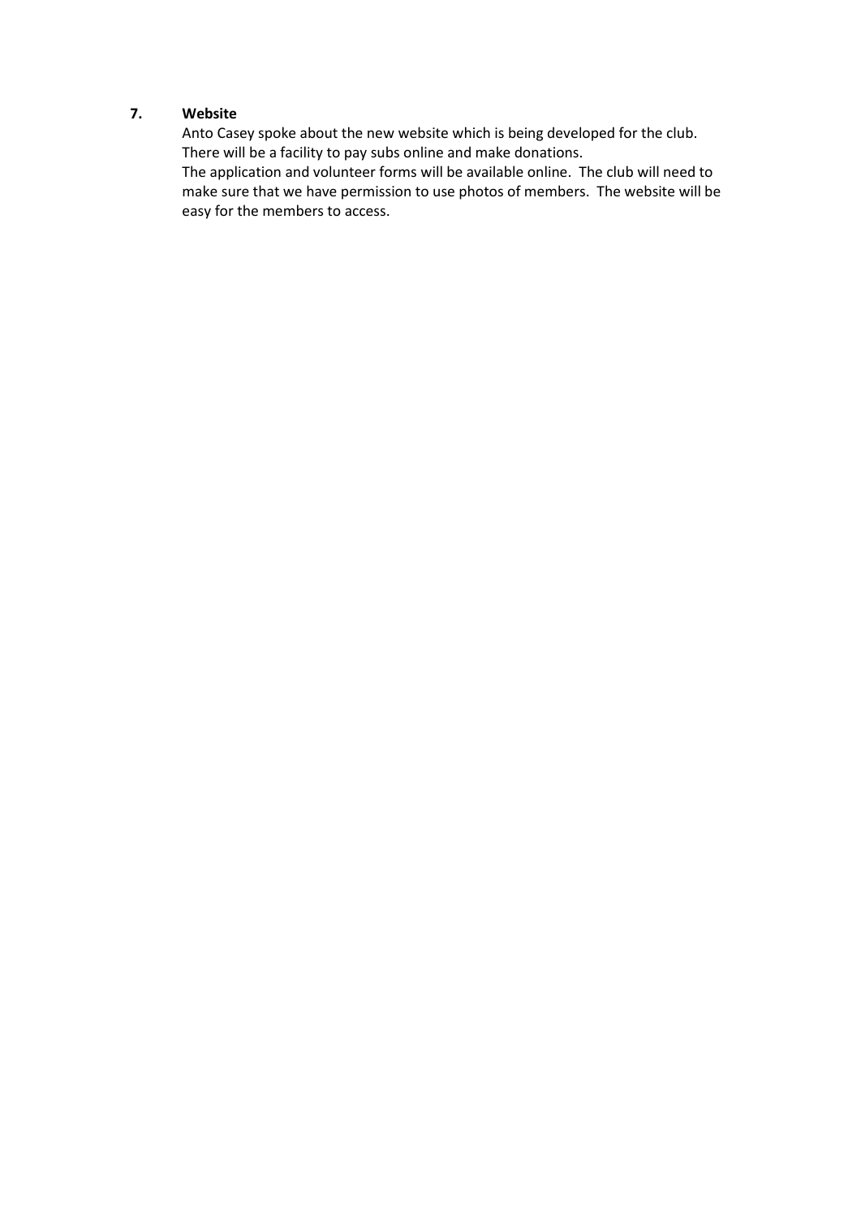**7. Website**

Anto Casey spoke about the new website which is being developed for the club. There will be a facility to pay subs online and make donations.
The application and volunteer forms will be available online. The club will need to make sure that we have permission to use photos of members. The website will be easy for the members to access.